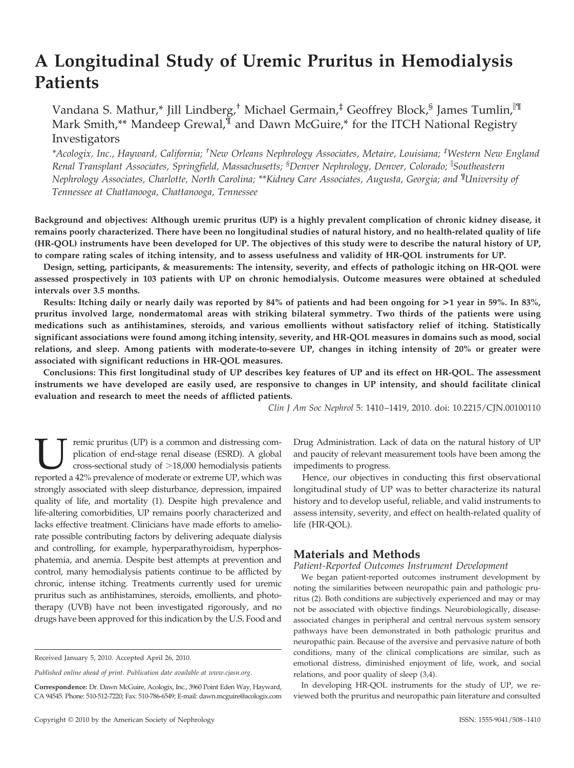# A Longitudinal Study of Uremic Pruritus in Hemodialysis Patients

Vandana S. Mathur,* Jill Lindberg,[†] Michael Germain,[‡] Geoffrey Block,[§] James Tumlin,[||¶] Mark Smith,** Mandeep Grewal,[¶] and Dawn McGuire,* for the ITCH National Registry Investigators

*\*Acologix, Inc., Hayward, California; [†]New Orleans Nephrology Associates, Metaire, Louisiana; [‡]Western New England Renal Transplant Associates, Springfield, Massachusetts; [§]Denver Nephrology, Denver, Colorado; [||]Southeastern Nephrology Associates, Charlotte, North Carolina; \*\*Kidney Care Associates, Augusta, Georgia; and [¶]University of Tennessee at Chattanooga, Chattanooga, Tennessee*

**Background and objectives: Although uremic pruritus (UP) is a highly prevalent complication of chronic kidney disease, it remains poorly characterized. There have been no longitudinal studies of natural history, and no health-related quality of life (HR-QOL) instruments have been developed for UP. The objectives of this study were to describe the natural history of UP, to compare rating scales of itching intensity, and to assess usefulness and validity of HR-QOL instruments for UP.**

**Design, setting, participants, & measurements: The intensity, severity, and effects of pathologic itching on HR-QOL were assessed prospectively in 103 patients with UP on chronic hemodialysis. Outcome measures were obtained at scheduled intervals over 3.5 months.**

**Results: Itching daily or nearly daily was reported by 84% of patients and had been ongoing for >1 year in 59%. In 83%, pruritus involved large, nondermatomal areas with striking bilateral symmetry. Two thirds of the patients were using medications such as antihistamines, steroids, and various emollients without satisfactory relief of itching. Statistically significant associations were found among itching intensity, severity, and HR-QOL measures in domains such as mood, social relations, and sleep. Among patients with moderate-to-severe UP, changes in itching intensity of 20% or greater were associated with significant reductions in HR-QOL measures.**

**Conclusions: This first longitudinal study of UP describes key features of UP and its effect on HR-QOL. The assessment instruments we have developed are easily used, are responsive to changes in UP intensity, and should facilitate clinical evaluation and research to meet the needs of afflicted patients.**

*Clin J Am Soc Nephrol* 5: 1410–1419, 2010. doi: 10.2215/CJN.00100110

Uremic pruritus (UP) is a common and distressing complication of end-stage renal disease (ESRD). A global cross-sectional study of >18,000 hemodialysis patients reported a 42% prevalence of moderate or extreme UP, which was strongly associated with sleep disturbance, depression, impaired quality of life, and mortality (1). Despite high prevalence and life-altering comorbidities, UP remains poorly characterized and lacks effective treatment. Clinicians have made efforts to ameliorate possible contributing factors by delivering adequate dialysis and controlling, for example, hyperparathyroidism, hyperphosphatemia, and anemia. Despite best attempts at prevention and control, many hemodialysis patients continue to be afflicted by chronic, intense itching. Treatments currently used for uremic pruritus such as antihistamines, steroids, emollients, and phototherapy (UVB) have not been investigated rigorously, and no drugs have been approved for this indication by the U.S. Food and Drug Administration. Lack of data on the natural history of UP and paucity of relevant measurement tools have been among the impediments to progress.

Hence, our objectives in conducting this first observational longitudinal study of UP was to better characterize its natural history and to develop useful, reliable, and valid instruments to assess intensity, severity, and effect on health-related quality of life (HR-QOL).

## Materials and Methods

### Patient-Reported Outcomes Instrument Development

We began patient-reported outcomes instrument development by noting the similarities between neuropathic pain and pathologic pruritus (2). Both conditions are subjectively experienced and may or may not be associated with objective findings. Neurobiologically, disease-associated changes in peripheral and central nervous system sensory pathways have been demonstrated in both pathologic pruritus and neuropathic pain. Because of the aversive and pervasive nature of both conditions, many of the clinical complications are similar, such as emotional distress, diminished enjoyment of life, work, and social relations, and poor quality of sleep (3,4).

In developing HR-QOL instruments for the study of UP, we reviewed both the pruritus and neuropathic pain literature and consulted

Received January 5, 2010. Accepted April 26, 2010.

*Published online ahead of print. Publication date available at www.cjasn.org.*

**Correspondence:** Dr. Dawn McGuire, Acologix, Inc., 3960 Point Eden Way, Hayward, CA 94545. Phone: 510-512-7220; Fax: 510-786-6549; E-mail: dawn.mcguire@acologix.com

Copyright © 2010 by the American Society of Nephrology

ISSN: 1555-9041/508–1410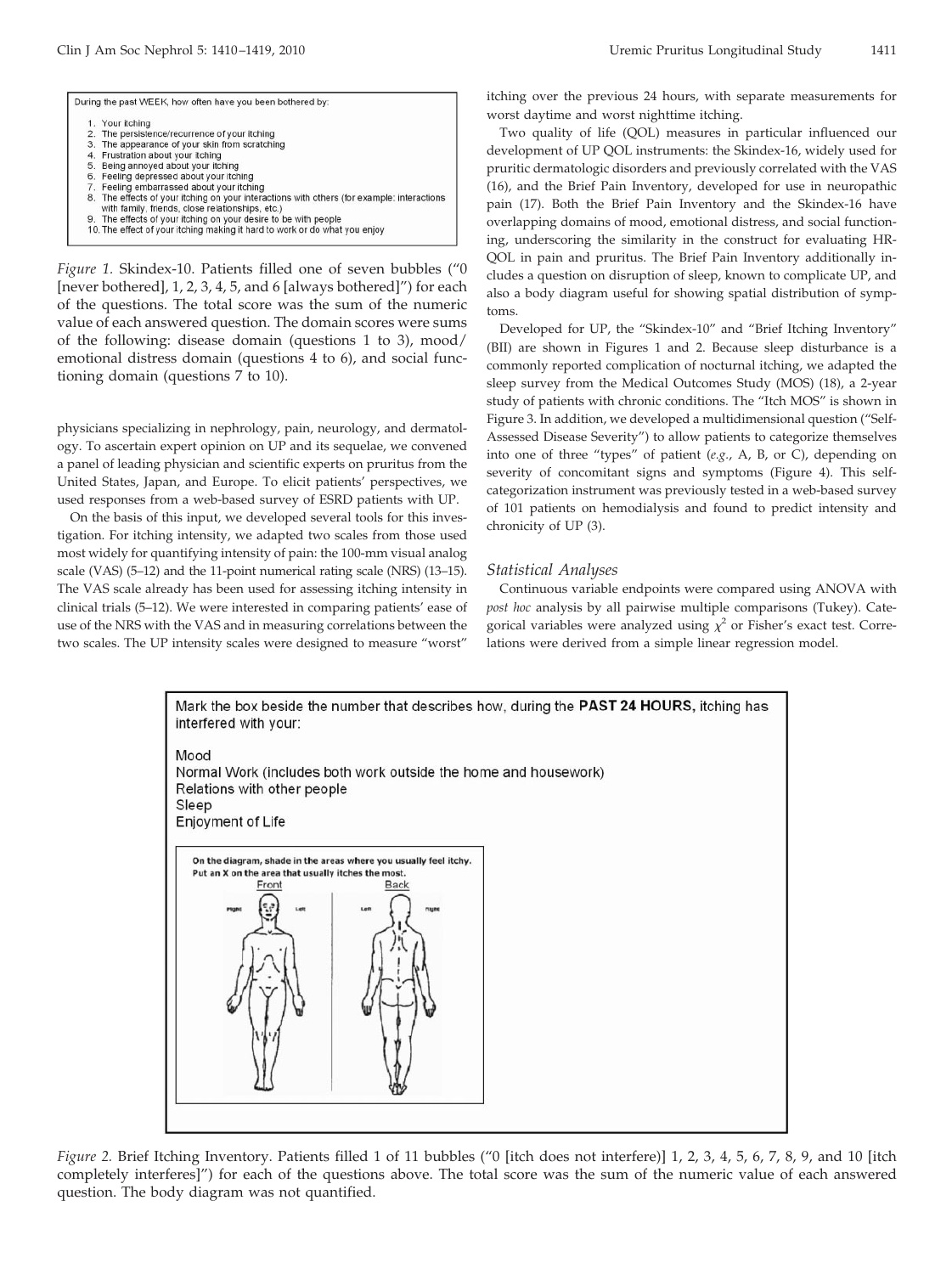During the past WEEK, how often have you been bothered by:

1. Your itching
2. The persistence/recurrence of your itching
3. The appearance of your skin from scratching
4. Frustration about your itching
5. Being annoyed about your itching
6. Feeling depressed about your itching
7. Feeling embarrassed about your itching
8. The effects of your itching on your interactions with others (for example: interactions with family, friends, close relationships, etc.)
9. The effects of your itching on your desire to be with people
10. The effect of your itching making it hard to work or do what you enjoy

*Figure 1.* Skindex-10. Patients filled one of seven bubbles ("0 [never bothered], 1, 2, 3, 4, 5, and 6 [always bothered]") for each of the questions. The total score was the sum of the numeric value of each answered question. The domain scores were sums of the following: disease domain (questions 1 to 3), mood/emotional distress domain (questions 4 to 6), and social functioning domain (questions 7 to 10).

physicians specializing in nephrology, pain, neurology, and dermatology. To ascertain expert opinion on UP and its sequelae, we convened a panel of leading physician and scientific experts on pruritus from the United States, Japan, and Europe. To elicit patients' perspectives, we used responses from a web-based survey of ESRD patients with UP.

On the basis of this input, we developed several tools for this investigation. For itching intensity, we adapted two scales from those used most widely for quantifying intensity of pain: the 100-mm visual analog scale (VAS) (5–12) and the 11-point numerical rating scale (NRS) (13–15). The VAS scale already has been used for assessing itching intensity in clinical trials (5–12). We were interested in comparing patients' ease of use of the NRS with the VAS and in measuring correlations between the two scales. The UP intensity scales were designed to measure "worst" itching over the previous 24 hours, with separate measurements for worst daytime and worst nighttime itching.

Two quality of life (QOL) measures in particular influenced our development of UP QOL instruments: the Skindex-16, widely used for pruritic dermatologic disorders and previously correlated with the VAS (16), and the Brief Pain Inventory, developed for use in neuropathic pain (17). Both the Brief Pain Inventory and the Skindex-16 have overlapping domains of mood, emotional distress, and social functioning, underscoring the similarity in the construct for evaluating HR-QOL in pain and pruritus. The Brief Pain Inventory additionally includes a question on disruption of sleep, known to complicate UP, and also a body diagram useful for showing spatial distribution of symptoms.

Developed for UP, the "Skindex-10" and "Brief Itching Inventory" (BII) are shown in Figures 1 and 2. Because sleep disturbance is a commonly reported complication of nocturnal itching, we adapted the sleep survey from the Medical Outcomes Study (MOS) (18), a 2-year study of patients with chronic conditions. The "Itch MOS" is shown in Figure 3. In addition, we developed a multidimensional question ("Self-Assessed Disease Severity") to allow patients to categorize themselves into one of three "types" of patient (*e.g.*, A, B, or C), depending on severity of concomitant signs and symptoms (Figure 4). This self-categorization instrument was previously tested in a web-based survey of 101 patients on hemodialysis and found to predict intensity and chronicity of UP (3).

### *Statistical Analyses*

Continuous variable endpoints were compared using ANOVA with *post hoc* analysis by all pairwise multiple comparisons (Tukey). Categorical variables were analyzed using $\chi^2$ or Fisher's exact test. Correlations were derived from a simple linear regression model.

Mark the box beside the number that describes how, during the **PAST 24 HOURS**, itching has interfered with your:

Mood
Normal Work (includes both work outside the home and housework)
Relations with other people
Sleep
Enjoyment of Life

On the diagram, shade in the areas where you usually feel itchy. Put an X on the area that usually itches the most.

*Figure 2.* Brief Itching Inventory. Patients filled 1 of 11 bubbles ("0 [itch does not interfere)] 1, 2, 3, 4, 5, 6, 7, 8, 9, and 10 [itch completely interferes]") for each of the questions above. The total score was the sum of the numeric value of each answered question. The body diagram was not quantified.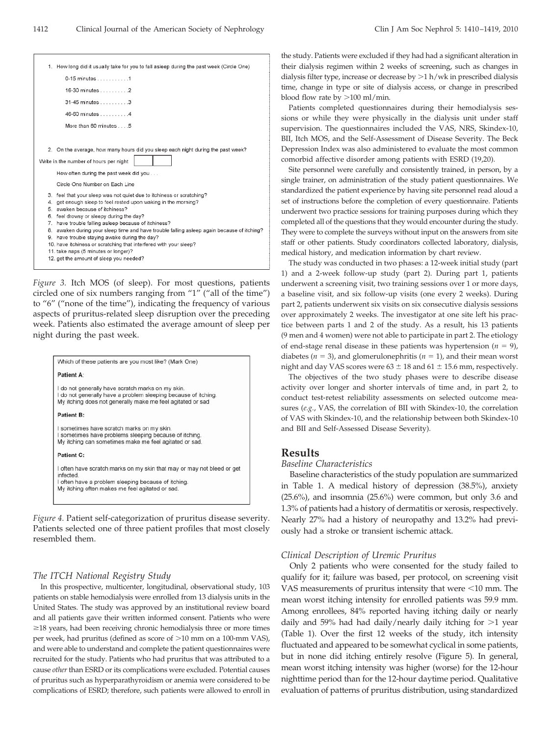1. How long did it usually take for you to fall asleep during the past week (Circle One)

   0-15 minutes . . . . . . . . . . .1

   16-30 minutes . . . . . . . . . .2

   31-45 minutes . . . . . . . . . .3

   46-60 minutes . . . . . . . . . .4

   More than 60 minutes . . . .5

2. On the average, how many hours did you sleep each night during the past week?

Write in the number of hours per night

How often during the past week did you . . .

Circle One Number on Each Line

3. feel that your sleep was not quiet due to itchiness or scratching?
4. get enough sleep to feel rested upon waking in the morning?
5. awaken because of itchiness?
6. feel drowsy or sleepy during the day?
7. have trouble falling asleep because of itchiness?
8. awaken during your sleep time and have trouble falling asleep again because of itching?
9. have trouble staying awake during the day?
10. have itchiness or scratching that interfered with your sleep?
11. take naps (5 minutes or longer)?
12. get the amount of sleep you needed?

*Figure 3.* Itch MOS (of sleep). For most questions, patients circled one of six numbers ranging from "1" ("all of the time") to "6" ("none of the time"), indicating the frequency of various aspects of pruritus-related sleep disruption over the preceding week. Patients also estimated the average amount of sleep per night during the past week.

Which of these patients are you most like? (Mark One)

**Patient A:**

I do not generally have scratch marks on my skin.
I do not generally have a problem sleeping because of itching.
My itching does not generally make me feel agitated or sad

**Patient B:**

I sometimes have scratch marks on my skin.
I sometimes have problems sleeping because of itching.
My itching can sometimes make me feel agitated or sad.

**Patient C:**

I often have scratch marks on my skin that may or may not bleed or get infected.
I often have a problem sleeping because of itching.
My itching often makes me feel agitated or sad.

*Figure 4.* Patient self-categorization of pruritus disease severity. Patients selected one of three patient profiles that most closely resembled them.

### The ITCH National Registry Study

In this prospective, multicenter, longitudinal, observational study, 103 patients on stable hemodialysis were enrolled from 13 dialysis units in the United States. The study was approved by an institutional review board and all patients gave their written informed consent. Patients who were ≥18 years, had been receiving chronic hemodialysis three or more times per week, had pruritus (defined as score of >10 mm on a 100-mm VAS), and were able to understand and complete the patient questionnaires were recruited for the study. Patients who had pruritus that was attributed to a cause *other* than ESRD or its complications were excluded. Potential causes of pruritus such as hyperparathyroidism or anemia were considered to be complications of ESRD; therefore, such patients were allowed to enroll in the study. Patients were excluded if they had had a significant alteration in their dialysis regimen within 2 weeks of screening, such as changes in dialysis filter type, increase or decrease by >1 h/wk in prescribed dialysis time, change in type or site of dialysis access, or change in prescribed blood flow rate by >100 ml/min.

Patients completed questionnaires during their hemodialysis sessions or while they were physically in the dialysis unit under staff supervision. The questionnaires included the VAS, NRS, Skindex-10, BII, Itch MOS, and the Self-Assessment of Disease Severity. The Beck Depression Index was also administered to evaluate the most common comorbid affective disorder among patients with ESRD (19,20).

Site personnel were carefully and consistently trained, in person, by a single trainer, on administration of the study patient questionnaires. We standardized the patient experience by having site personnel read aloud a set of instructions before the completion of every questionnaire. Patients underwent two practice sessions for training purposes during which they completed all of the questions that they would encounter during the study. They were to complete the surveys without input on the answers from site staff or other patients. Study coordinators collected laboratory, dialysis, medical history, and medication information by chart review.

The study was conducted in two phases: a 12-week initial study (part 1) and a 2-week follow-up study (part 2). During part 1, patients underwent a screening visit, two training sessions over 1 or more days, a baseline visit, and six follow-up visits (one every 2 weeks). During part 2, patients underwent six visits on six consecutive dialysis sessions over approximately 2 weeks. The investigator at one site left his practice between parts 1 and 2 of the study. As a result, his 13 patients (9 men and 4 women) were not able to participate in part 2. The etiology of end-stage renal disease in these patients was hypertension ($n = 9$), diabetes ($n = 3$), and glomerulonephritis ($n = 1$), and their mean worst night and day VAS scores were $63 \pm 18$ and $61 \pm 15.6$ mm, respectively.

The objectives of the two study phases were to describe disease activity over longer and shorter intervals of time and, in part 2, to conduct test-retest reliability assessments on selected outcome measures (*e.g.*, VAS, the correlation of BII with Skindex-10, the correlation of VAS with Skindex-10, and the relationship between both Skindex-10 and BII and Self-Assessed Disease Severity).

## Results

### Baseline Characteristics

Baseline characteristics of the study population are summarized in Table 1. A medical history of depression (38.5%), anxiety (25.6%), and insomnia (25.6%) were common, but only 3.6 and 1.3% of patients had a history of dermatitis or xerosis, respectively. Nearly 27% had a history of neuropathy and 13.2% had previously had a stroke or transient ischemic attack.

### Clinical Description of Uremic Pruritus

Only 2 patients who were consented for the study failed to qualify for it; failure was based, per protocol, on screening visit VAS measurements of pruritus intensity that were <10 mm. The mean worst itching intensity for enrolled patients was 59.9 mm. Among enrollees, 84% reported having itching daily or nearly daily and 59% had had daily/nearly daily itching for >1 year (Table 1). Over the first 12 weeks of the study, itch intensity fluctuated and appeared to be somewhat cyclical in some patients, but in none did itching entirely resolve (Figure 5). In general, mean worst itching intensity was higher (worse) for the 12-hour nighttime period than for the 12-hour daytime period. Qualitative evaluation of patterns of pruritus distribution, using standardized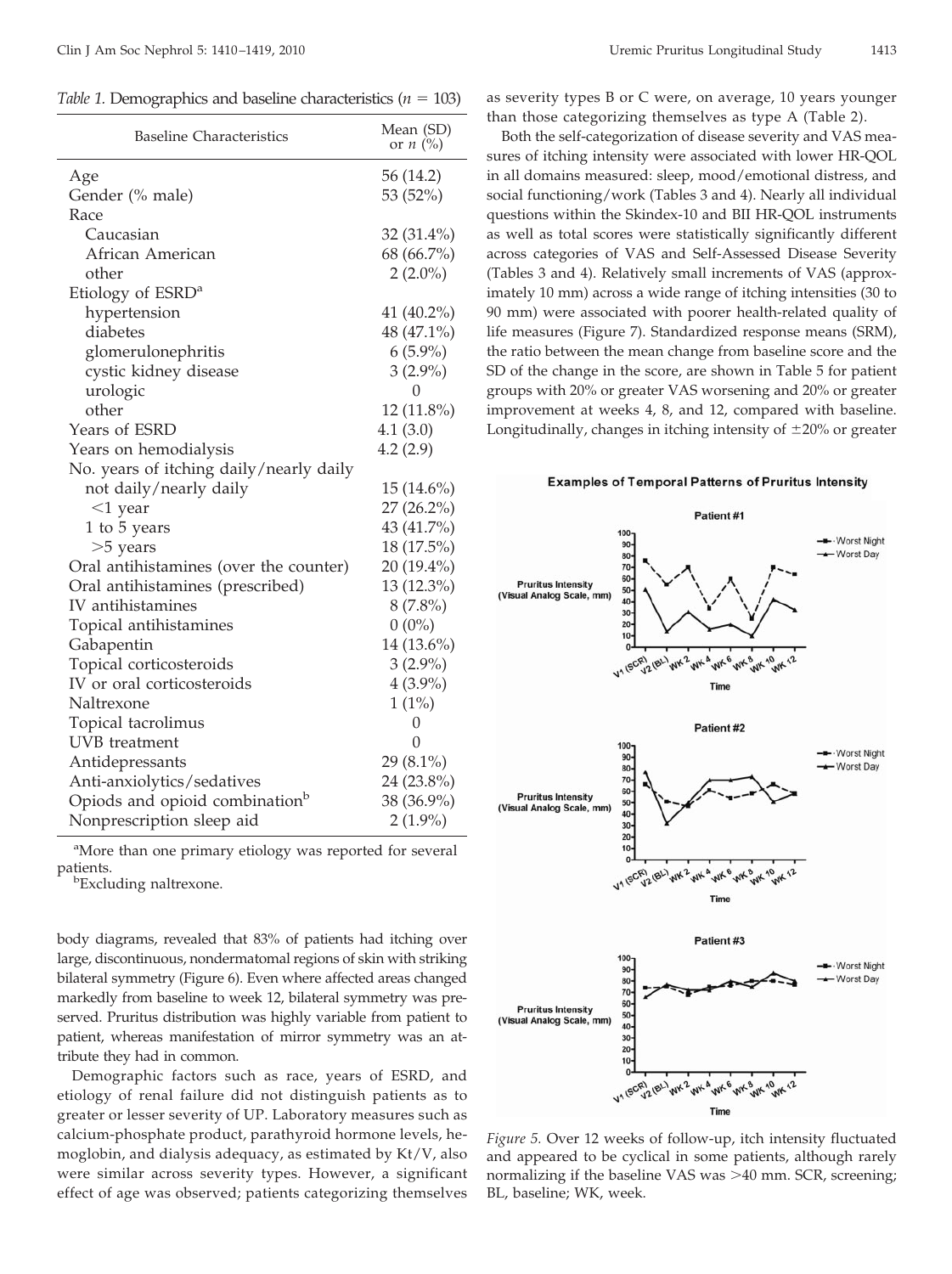*Table 1.* Demographics and baseline characteristics ($n = 103$)

| Baseline Characteristics | Mean (SD) or $n$ (%) |
|---|---|
| Age | 56 (14.2) |
| Gender (% male) | 53 (52%) |
| Race | |
| Caucasian | 32 (31.4%) |
| African American | 68 (66.7%) |
| other | 2 (2.0%) |
| Etiology of ESRD[a] | |
| hypertension | 41 (40.2%) |
| diabetes | 48 (47.1%) |
| glomerulonephritis | 6 (5.9%) |
| cystic kidney disease | 3 (2.9%) |
| urologic | 0 |
| other | 12 (11.8%) |
| Years of ESRD | 4.1 (3.0) |
| Years on hemodialysis | 4.2 (2.9) |
| No. years of itching daily/nearly daily | |
| not daily/nearly daily | 15 (14.6%) |
| <1 year | 27 (26.2%) |
| 1 to 5 years | 43 (41.7%) |
| >5 years | 18 (17.5%) |
| Oral antihistamines (over the counter) | 20 (19.4%) |
| Oral antihistamines (prescribed) | 13 (12.3%) |
| IV antihistamines | 8 (7.8%) |
| Topical antihistamines | 0 (0%) |
| Gabapentin | 14 (13.6%) |
| Topical corticosteroids | 3 (2.9%) |
| IV or oral corticosteroids | 4 (3.9%) |
| Naltrexone | 1 (1%) |
| Topical tacrolimus | 0 |
| UVB treatment | 0 |
| Antidepressants | 29 (8.1%) |
| Anti-anxiolytics/sedatives | 24 (23.8%) |
| Opiods and opioid combination[b] | 38 (36.9%) |
| Nonprescription sleep aid | 2 (1.9%) |

[a]More than one primary etiology was reported for several patients.
[b]Excluding naltrexone.

body diagrams, revealed that 83% of patients had itching over large, discontinuous, nondermatomal regions of skin with striking bilateral symmetry (Figure 6). Even where affected areas changed markedly from baseline to week 12, bilateral symmetry was preserved. Pruritus distribution was highly variable from patient to patient, whereas manifestation of mirror symmetry was an attribute they had in common.

Demographic factors such as race, years of ESRD, and etiology of renal failure did not distinguish patients as to greater or lesser severity of UP. Laboratory measures such as calcium-phosphate product, parathyroid hormone levels, hemoglobin, and dialysis adequacy, as estimated by Kt/V, also were similar across severity types. However, a significant effect of age was observed; patients categorizing themselves as severity types B or C were, on average, 10 years younger than those categorizing themselves as type A (Table 2).

Both the self-categorization of disease severity and VAS measures of itching intensity were associated with lower HR-QOL in all domains measured: sleep, mood/emotional distress, and social functioning/work (Tables 3 and 4). Nearly all individual questions within the Skindex-10 and BII HR-QOL instruments as well as total scores were statistically significantly different across categories of VAS and Self-Assessed Disease Severity (Tables 3 and 4). Relatively small increments of VAS (approximately 10 mm) across a wide range of itching intensities (30 to 90 mm) were associated with poorer health-related quality of life measures (Figure 7). Standardized response means (SRM), the ratio between the mean change from baseline score and the SD of the change in the score, are shown in Table 5 for patient groups with 20% or greater VAS worsening and 20% or greater improvement at weeks 4, 8, and 12, compared with baseline. Longitudinally, changes in itching intensity of ±20% or greater

**Examples of Temporal Patterns of Pruritus Intensity**

*Figure 5.* Over 12 weeks of follow-up, itch intensity fluctuated and appeared to be cyclical in some patients, although rarely normalizing if the baseline VAS was >40 mm. SCR, screening; BL, baseline; WK, week.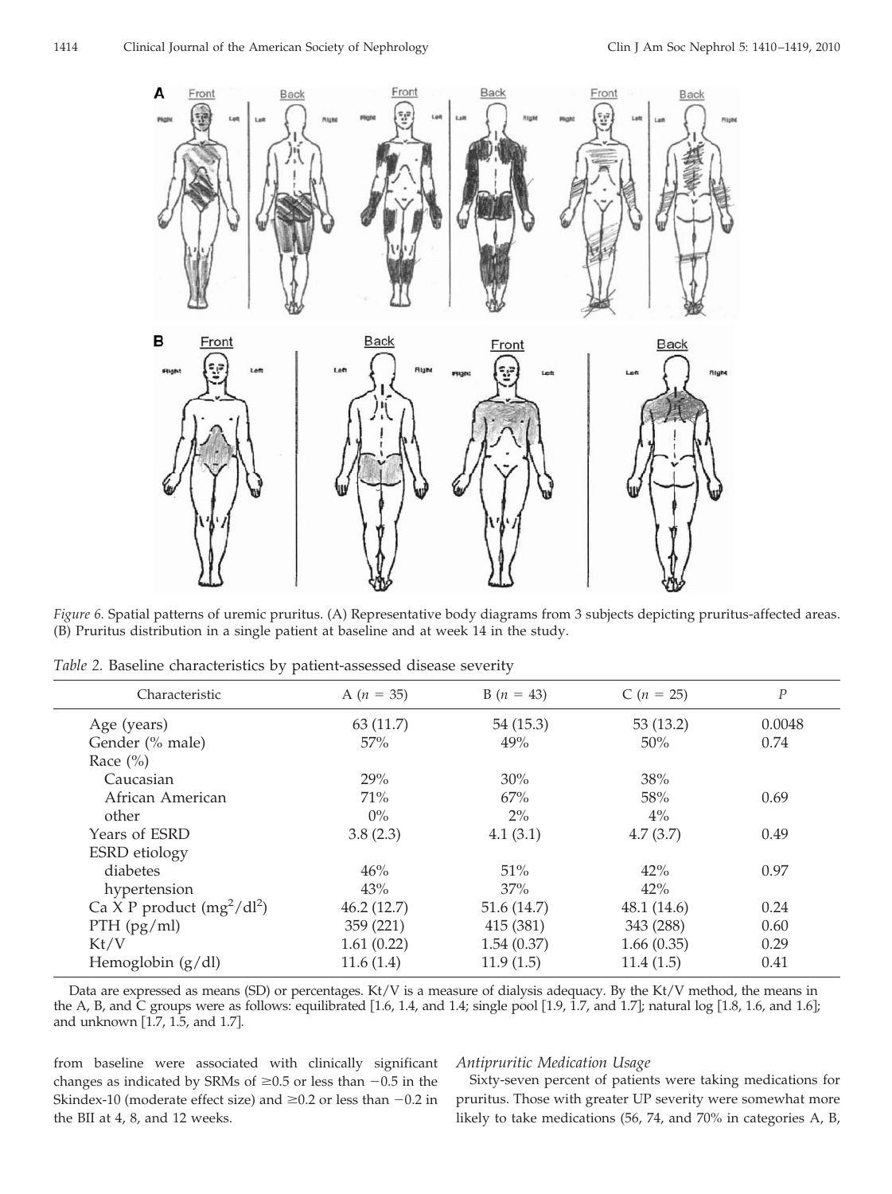*Figure 6.* Spatial patterns of uremic pruritus. (A) Representative body diagrams from 3 subjects depicting pruritus-affected areas. (B) Pruritus distribution in a single patient at baseline and at week 14 in the study.

*Table 2.* Baseline characteristics by patient-assessed disease severity

| Characteristic | A ($n$ = 35) | B ($n$ = 43) | C ($n$ = 25) | $P$ |
|---|---|---|---|---|
| Age (years) | 63 (11.7) | 54 (15.3) | 53 (13.2) | 0.0048 |
| Gender (% male) | 57% | 49% | 50% | 0.74 |
| Race (%) | | | | |
| Caucasian | 29% | 30% | 38% | |
| African American | 71% | 67% | 58% | 0.69 |
| other | 0% | 2% | 4% | |
| Years of ESRD | 3.8 (2.3) | 4.1 (3.1) | 4.7 (3.7) | 0.49 |
| ESRD etiology | | | | |
| diabetes | 46% | 51% | 42% | 0.97 |
| hypertension | 43% | 37% | 42% | |
| Ca X P product ($mg^2/dl^2$) | 46.2 (12.7) | 51.6 (14.7) | 48.1 (14.6) | 0.24 |
| PTH (pg/ml) | 359 (221) | 415 (381) | 343 (288) | 0.60 |
| Kt/V | 1.61 (0.22) | 1.54 (0.37) | 1.66 (0.35) | 0.29 |
| Hemoglobin (g/dl) | 11.6 (1.4) | 11.9 (1.5) | 11.4 (1.5) | 0.41 |

Data are expressed as means (SD) or percentages. Kt/V is a measure of dialysis adequacy. By the Kt/V method, the means in the A, B, and C groups were as follows: equilibrated [1.6, 1.4, and 1.4; single pool [1.9, 1.7, and 1.7]; natural log [1.8, 1.6, and 1.6]; and unknown [1.7, 1.5, and 1.7].

from baseline were associated with clinically significant changes as indicated by SRMs of ≥0.5 or less than −0.5 in the Skindex-10 (moderate effect size) and ≥0.2 or less than −0.2 in the BII at 4, 8, and 12 weeks.

### *Antipruritic Medication Usage*

Sixty-seven percent of patients were taking medications for pruritus. Those with greater UP severity were somewhat more likely to take medications (56, 74, and 70% in categories A, B,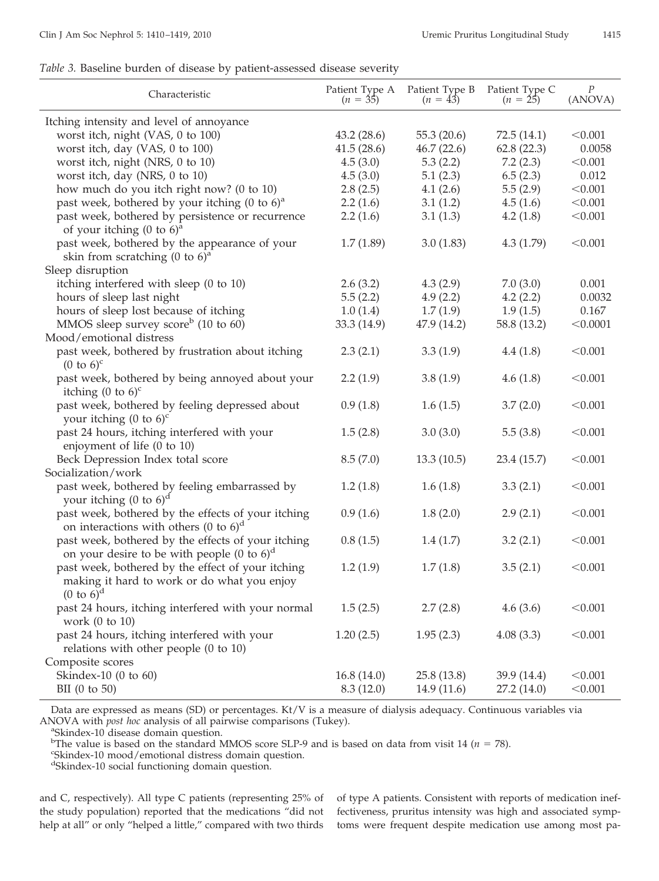*Table 3.* Baseline burden of disease by patient-assessed disease severity

| Characteristic | Patient Type A ($n$ = 35) | Patient Type B ($n$ = 43) | Patient Type C ($n$ = 25) | $P$ (ANOVA) |
|---|---|---|---|---|
| Itching intensity and level of annoyance | | | | |
| worst itch, night (VAS, 0 to 100) | 43.2 (28.6) | 55.3 (20.6) | 72.5 (14.1) | <0.001 |
| worst itch, day (VAS, 0 to 100) | 41.5 (28.6) | 46.7 (22.6) | 62.8 (22.3) | 0.0058 |
| worst itch, night (NRS, 0 to 10) | 4.5 (3.0) | 5.3 (2.2) | 7.2 (2.3) | <0.001 |
| worst itch, day (NRS, 0 to 10) | 4.5 (3.0) | 5.1 (2.3) | 6.5 (2.3) | 0.012 |
| how much do you itch right now? (0 to 10) | 2.8 (2.5) | 4.1 (2.6) | 5.5 (2.9) | <0.001 |
| past week, bothered by your itching (0 to 6)[a] | 2.2 (1.6) | 3.1 (1.2) | 4.5 (1.6) | <0.001 |
| past week, bothered by persistence or recurrence of your itching (0 to 6)[a] | 2.2 (1.6) | 3.1 (1.3) | 4.2 (1.8) | <0.001 |
| past week, bothered by the appearance of your skin from scratching (0 to 6)[a] | 1.7 (1.89) | 3.0 (1.83) | 4.3 (1.79) | <0.001 |
| Sleep disruption | | | | |
| itching interfered with sleep (0 to 10) | 2.6 (3.2) | 4.3 (2.9) | 7.0 (3.0) | 0.001 |
| hours of sleep last night | 5.5 (2.2) | 4.9 (2.2) | 4.2 (2.2) | 0.0032 |
| hours of sleep lost because of itching | 1.0 (1.4) | 1.7 (1.9) | 1.9 (1.5) | 0.167 |
| MMOS sleep survey score[b] (10 to 60) | 33.3 (14.9) | 47.9 (14.2) | 58.8 (13.2) | <0.0001 |
| Mood/emotional distress | | | | |
| past week, bothered by frustration about itching (0 to 6)[c] | 2.3 (2.1) | 3.3 (1.9) | 4.4 (1.8) | <0.001 |
| past week, bothered by being annoyed about your itching (0 to 6)[c] | 2.2 (1.9) | 3.8 (1.9) | 4.6 (1.8) | <0.001 |
| past week, bothered by feeling depressed about your itching (0 to 6)[c] | 0.9 (1.8) | 1.6 (1.5) | 3.7 (2.0) | <0.001 |
| past 24 hours, itching interfered with your enjoyment of life (0 to 10) | 1.5 (2.8) | 3.0 (3.0) | 5.5 (3.8) | <0.001 |
| Beck Depression Index total score | 8.5 (7.0) | 13.3 (10.5) | 23.4 (15.7) | <0.001 |
| Socialization/work | | | | |
| past week, bothered by feeling embarrassed by your itching (0 to 6)[d] | 1.2 (1.8) | 1.6 (1.8) | 3.3 (2.1) | <0.001 |
| past week, bothered by the effects of your itching on interactions with others (0 to 6)[d] | 0.9 (1.6) | 1.8 (2.0) | 2.9 (2.1) | <0.001 |
| past week, bothered by the effects of your itching on your desire to be with people (0 to 6)[d] | 0.8 (1.5) | 1.4 (1.7) | 3.2 (2.1) | <0.001 |
| past week, bothered by the effect of your itching making it hard to work or do what you enjoy (0 to 6)[d] | 1.2 (1.9) | 1.7 (1.8) | 3.5 (2.1) | <0.001 |
| past 24 hours, itching interfered with your normal work (0 to 10) | 1.5 (2.5) | 2.7 (2.8) | 4.6 (3.6) | <0.001 |
| past 24 hours, itching interfered with your relations with other people (0 to 10) | 1.20 (2.5) | 1.95 (2.3) | 4.08 (3.3) | <0.001 |
| Composite scores | | | | |
| Skindex-10 (0 to 60) | 16.8 (14.0) | 25.8 (13.8) | 39.9 (14.4) | <0.001 |
| BII (0 to 50) | 8.3 (12.0) | 14.9 (11.6) | 27.2 (14.0) | <0.001 |

Data are expressed as means (SD) or percentages. Kt/V is a measure of dialysis adequacy. Continuous variables via ANOVA with *post hoc* analysis of all pairwise comparisons (Tukey).

[a]Skindex-10 disease domain question.

[b]The value is based on the standard MMOS score SLP-9 and is based on data from visit 14 ($n$ = 78).

[c]Skindex-10 mood/emotional distress domain question.

[d]Skindex-10 social functioning domain question.

and C, respectively). All type C patients (representing 25% of the study population) reported that the medications "did not help at all" or only "helped a little," compared with two thirds of type A patients. Consistent with reports of medication ineffectiveness, pruritus intensity was high and associated symptoms were frequent despite medication use among most pa-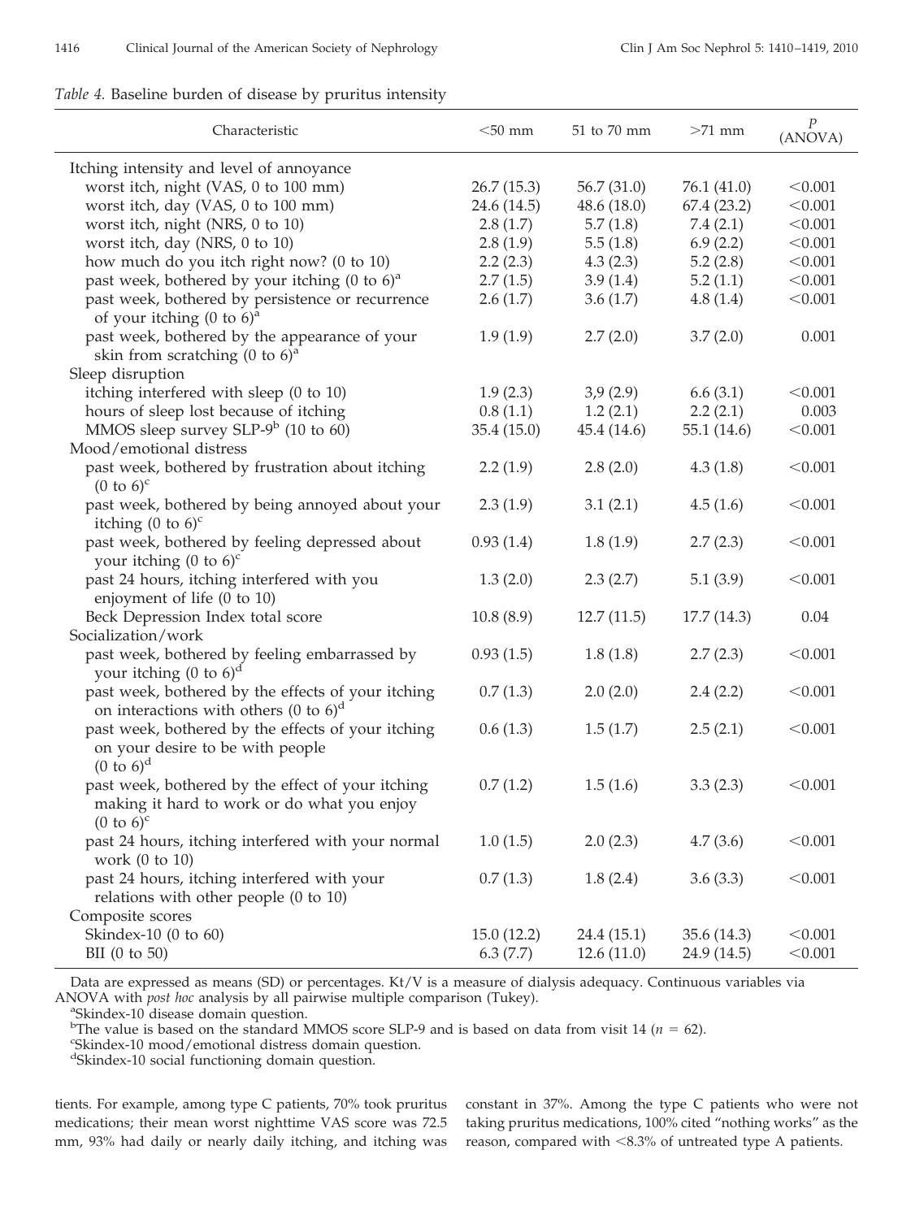*Table 4.* Baseline burden of disease by pruritus intensity

| Characteristic | <50 mm | 51 to 70 mm | >71 mm | P (ANOVA) |
|---|---|---|---|---|
| Itching intensity and level of annoyance | | | | |
| worst itch, night (VAS, 0 to 100 mm) | 26.7 (15.3) | 56.7 (31.0) | 76.1 (41.0) | <0.001 |
| worst itch, day (VAS, 0 to 100 mm) | 24.6 (14.5) | 48.6 (18.0) | 67.4 (23.2) | <0.001 |
| worst itch, night (NRS, 0 to 10) | 2.8 (1.7) | 5.7 (1.8) | 7.4 (2.1) | <0.001 |
| worst itch, day (NRS, 0 to 10) | 2.8 (1.9) | 5.5 (1.8) | 6.9 (2.2) | <0.001 |
| how much do you itch right now? (0 to 10) | 2.2 (2.3) | 4.3 (2.3) | 5.2 (2.8) | <0.001 |
| past week, bothered by your itching (0 to 6)[a] | 2.7 (1.5) | 3.9 (1.4) | 5.2 (1.1) | <0.001 |
| past week, bothered by persistence or recurrence of your itching (0 to 6)[a] | 2.6 (1.7) | 3.6 (1.7) | 4.8 (1.4) | <0.001 |
| past week, bothered by the appearance of your skin from scratching (0 to 6)[a] | 1.9 (1.9) | 2.7 (2.0) | 3.7 (2.0) | 0.001 |
| Sleep disruption | | | | |
| itching interfered with sleep (0 to 10) | 1.9 (2.3) | 3,9 (2.9) | 6.6 (3.1) | <0.001 |
| hours of sleep lost because of itching | 0.8 (1.1) | 1.2 (2.1) | 2.2 (2.1) | 0.003 |
| MMOS sleep survey SLP-9[b] (10 to 60) | 35.4 (15.0) | 45.4 (14.6) | 55.1 (14.6) | <0.001 |
| Mood/emotional distress | | | | |
| past week, bothered by frustration about itching (0 to 6)[c] | 2.2 (1.9) | 2.8 (2.0) | 4.3 (1.8) | <0.001 |
| past week, bothered by being annoyed about your itching (0 to 6)[c] | 2.3 (1.9) | 3.1 (2.1) | 4.5 (1.6) | <0.001 |
| past week, bothered by feeling depressed about your itching (0 to 6)[c] | 0.93 (1.4) | 1.8 (1.9) | 2.7 (2.3) | <0.001 |
| past 24 hours, itching interfered with you enjoyment of life (0 to 10) | 1.3 (2.0) | 2.3 (2.7) | 5.1 (3.9) | <0.001 |
| Beck Depression Index total score | 10.8 (8.9) | 12.7 (11.5) | 17.7 (14.3) | 0.04 |
| Socialization/work | | | | |
| past week, bothered by feeling embarrassed by your itching (0 to 6)[d] | 0.93 (1.5) | 1.8 (1.8) | 2.7 (2.3) | <0.001 |
| past week, bothered by the effects of your itching on interactions with others (0 to 6)[d] | 0.7 (1.3) | 2.0 (2.0) | 2.4 (2.2) | <0.001 |
| past week, bothered by the effects of your itching on your desire to be with people (0 to 6)[d] | 0.6 (1.3) | 1.5 (1.7) | 2.5 (2.1) | <0.001 |
| past week, bothered by the effect of your itching making it hard to work or do what you enjoy (0 to 6)[c] | 0.7 (1.2) | 1.5 (1.6) | 3.3 (2.3) | <0.001 |
| past 24 hours, itching interfered with your normal work (0 to 10) | 1.0 (1.5) | 2.0 (2.3) | 4.7 (3.6) | <0.001 |
| past 24 hours, itching interfered with your relations with other people (0 to 10) | 0.7 (1.3) | 1.8 (2.4) | 3.6 (3.3) | <0.001 |
| Composite scores | | | | |
| Skindex-10 (0 to 60) | 15.0 (12.2) | 24.4 (15.1) | 35.6 (14.3) | <0.001 |
| BII (0 to 50) | 6.3 (7.7) | 12.6 (11.0) | 24.9 (14.5) | <0.001 |

Data are expressed as means (SD) or percentages. Kt/V is a measure of dialysis adequacy. Continuous variables via ANOVA with *post hoc* analysis by all pairwise multiple comparison (Tukey).

[a]Skindex-10 disease domain question.

[b]The value is based on the standard MMOS score SLP-9 and is based on data from visit 14 ($n = 62$).

[c]Skindex-10 mood/emotional distress domain question.

[d]Skindex-10 social functioning domain question.

tients. For example, among type C patients, 70% took pruritus medications; their mean worst nighttime VAS score was 72.5 mm, 93% had daily or nearly daily itching, and itching was constant in 37%. Among the type C patients who were not taking pruritus medications, 100% cited "nothing works" as the reason, compared with <8.3% of untreated type A patients.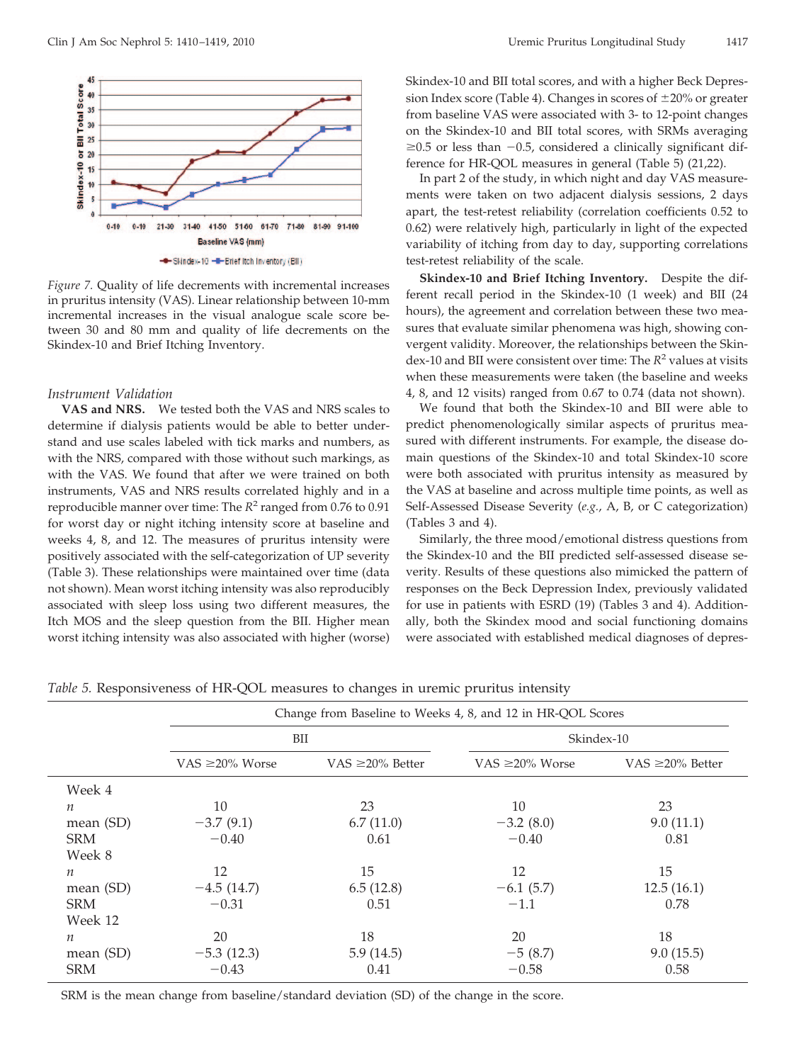*Figure 7.* Quality of life decrements with incremental increases in pruritus intensity (VAS). Linear relationship between 10-mm incremental increases in the visual analogue scale score between 30 and 80 mm and quality of life decrements on the Skindex-10 and Brief Itching Inventory.

### *Instrument Validation*

**VAS and NRS.** We tested both the VAS and NRS scales to determine if dialysis patients would be able to better understand and use scales labeled with tick marks and numbers, as with the NRS, compared with those without such markings, as with the VAS. We found that after we were trained on both instruments, VAS and NRS results correlated highly and in a reproducible manner over time: The $R^2$ ranged from 0.76 to 0.91 for worst day or night itching intensity score at baseline and weeks 4, 8, and 12. The measures of pruritus intensity were positively associated with the self-categorization of UP severity (Table 3). These relationships were maintained over time (data not shown). Mean worst itching intensity was also reproducibly associated with sleep loss using two different measures, the Itch MOS and the sleep question from the BII. Higher mean worst itching intensity was also associated with higher (worse) Skindex-10 and BII total scores, and with a higher Beck Depression Index score (Table 4). Changes in scores of ±20% or greater from baseline VAS were associated with 3- to 12-point changes on the Skindex-10 and BII total scores, with SRMs averaging ≥0.5 or less than −0.5, considered a clinically significant difference for HR-QOL measures in general (Table 5) (21,22).

In part 2 of the study, in which night and day VAS measurements were taken on two adjacent dialysis sessions, 2 days apart, the test-retest reliability (correlation coefficients 0.52 to 0.62) were relatively high, particularly in light of the expected variability of itching from day to day, supporting correlations test-retest reliability of the scale.

**Skindex-10 and Brief Itching Inventory.** Despite the different recall period in the Skindex-10 (1 week) and BII (24 hours), the agreement and correlation between these two measures that evaluate similar phenomena was high, showing convergent validity. Moreover, the relationships between the Skindex-10 and BII were consistent over time: The $R^2$ values at visits when these measurements were taken (the baseline and weeks 4, 8, and 12 visits) ranged from 0.67 to 0.74 (data not shown).

We found that both the Skindex-10 and BII were able to predict phenomenologically similar aspects of pruritus measured with different instruments. For example, the disease domain questions of the Skindex-10 and total Skindex-10 score were both associated with pruritus intensity as measured by the VAS at baseline and across multiple time points, as well as Self-Assessed Disease Severity (*e.g.*, A, B, or C categorization) (Tables 3 and 4).

Similarly, the three mood/emotional distress questions from the Skindex-10 and the BII predicted self-assessed disease severity. Results of these questions also mimicked the pattern of responses on the Beck Depression Index, previously validated for use in patients with ESRD (19) (Tables 3 and 4). Additionally, both the Skindex mood and social functioning domains were associated with established medical diagnoses of depres-

*Table 5.* Responsiveness of HR-QOL measures to changes in uremic pruritus intensity

| | Change from Baseline to Weeks 4, 8, and 12 in HR-QOL Scores | | | |
|---|---|---|---|---|
| | BII | | Skindex-10 | |
| | VAS ≥20% Worse | VAS ≥20% Better | VAS ≥20% Worse | VAS ≥20% Better |
| Week 4 | | | | |
| *n* | 10 | 23 | 10 | 23 |
| mean (SD) | −3.7 (9.1) | 6.7 (11.0) | −3.2 (8.0) | 9.0 (11.1) |
| SRM | −0.40 | 0.61 | −0.40 | 0.81 |
| Week 8 | | | | |
| *n* | 12 | 15 | 12 | 15 |
| mean (SD) | −4.5 (14.7) | 6.5 (12.8) | −6.1 (5.7) | 12.5 (16.1) |
| SRM | −0.31 | 0.51 | −1.1 | 0.78 |
| Week 12 | | | | |
| *n* | 20 | 18 | 20 | 18 |
| mean (SD) | −5.3 (12.3) | 5.9 (14.5) | −5 (8.7) | 9.0 (15.5) |
| SRM | −0.43 | 0.41 | −0.58 | 0.58 |

SRM is the mean change from baseline/standard deviation (SD) of the change in the score.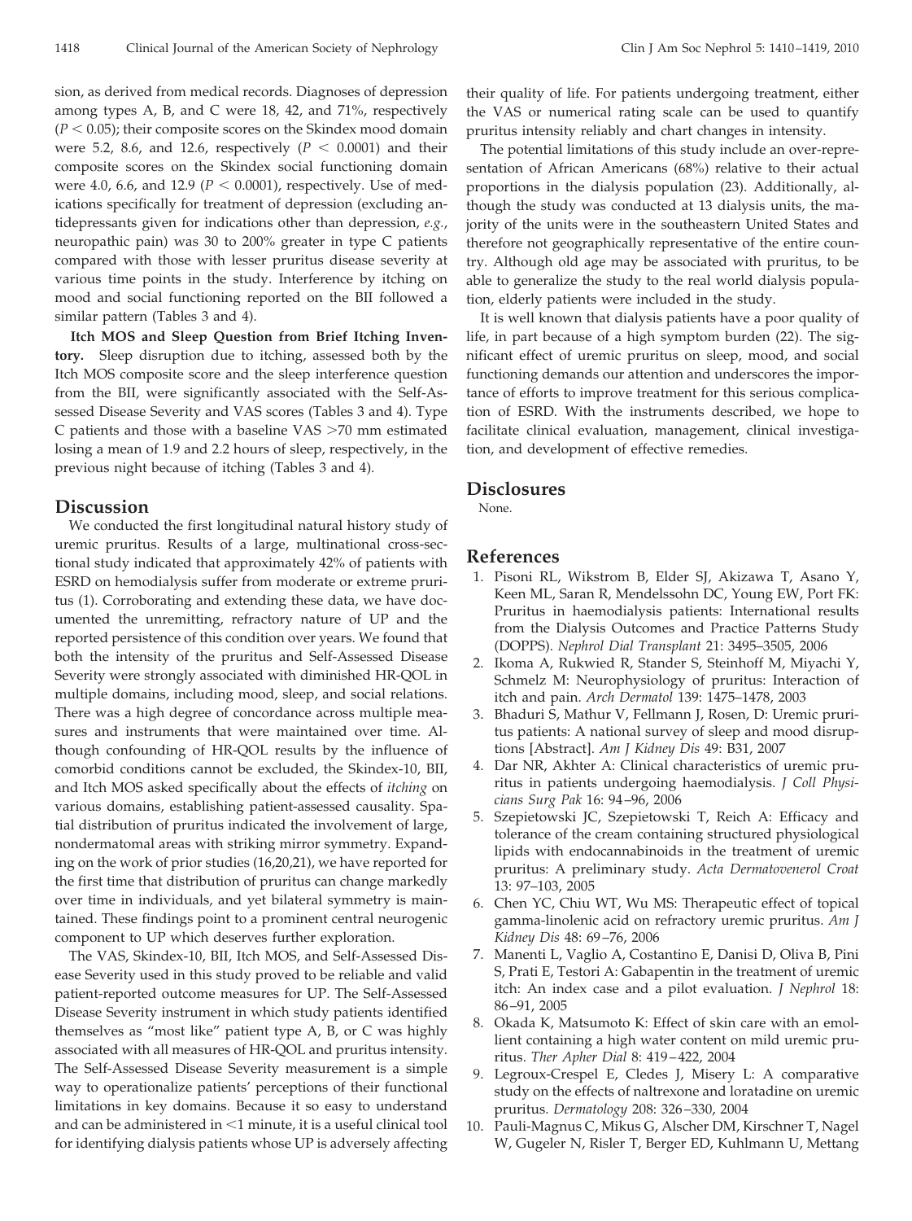sion, as derived from medical records. Diagnoses of depression among types A, B, and C were 18, 42, and 71%, respectively ($P < 0.05$); their composite scores on the Skindex mood domain were 5.2, 8.6, and 12.6, respectively ($P < 0.0001$) and their composite scores on the Skindex social functioning domain were 4.0, 6.6, and 12.9 ($P < 0.0001$), respectively. Use of medications specifically for treatment of depression (excluding antidepressants given for indications other than depression, *e.g.*, neuropathic pain) was 30 to 200% greater in type C patients compared with those with lesser pruritus disease severity at various time points in the study. Interference by itching on mood and social functioning reported on the BII followed a similar pattern (Tables 3 and 4).

**Itch MOS and Sleep Question from Brief Itching Inventory.** Sleep disruption due to itching, assessed both by the Itch MOS composite score and the sleep interference question from the BII, were significantly associated with the Self-Assessed Disease Severity and VAS scores (Tables 3 and 4). Type C patients and those with a baseline VAS >70 mm estimated losing a mean of 1.9 and 2.2 hours of sleep, respectively, in the previous night because of itching (Tables 3 and 4).

## Discussion

We conducted the first longitudinal natural history study of uremic pruritus. Results of a large, multinational cross-sectional study indicated that approximately 42% of patients with ESRD on hemodialysis suffer from moderate or extreme pruritus (1). Corroborating and extending these data, we have documented the unremitting, refractory nature of UP and the reported persistence of this condition over years. We found that both the intensity of the pruritus and Self-Assessed Disease Severity were strongly associated with diminished HR-QOL in multiple domains, including mood, sleep, and social relations. There was a high degree of concordance across multiple measures and instruments that were maintained over time. Although confounding of HR-QOL results by the influence of comorbid conditions cannot be excluded, the Skindex-10, BII, and Itch MOS asked specifically about the effects of *itching* on various domains, establishing patient-assessed causality. Spatial distribution of pruritus indicated the involvement of large, nondermatomal areas with striking mirror symmetry. Expanding on the work of prior studies (16,20,21), we have reported for the first time that distribution of pruritus can change markedly over time in individuals, and yet bilateral symmetry is maintained. These findings point to a prominent central neurogenic component to UP which deserves further exploration.

The VAS, Skindex-10, BII, Itch MOS, and Self-Assessed Disease Severity used in this study proved to be reliable and valid patient-reported outcome measures for UP. The Self-Assessed Disease Severity instrument in which study patients identified themselves as "most like" patient type A, B, or C was highly associated with all measures of HR-QOL and pruritus intensity. The Self-Assessed Disease Severity measurement is a simple way to operationalize patients' perceptions of their functional limitations in key domains. Because it so easy to understand and can be administered in <1 minute, it is a useful clinical tool for identifying dialysis patients whose UP is adversely affecting their quality of life. For patients undergoing treatment, either the VAS or numerical rating scale can be used to quantify pruritus intensity reliably and chart changes in intensity.

The potential limitations of this study include an over-representation of African Americans (68%) relative to their actual proportions in the dialysis population (23). Additionally, although the study was conducted at 13 dialysis units, the majority of the units were in the southeastern United States and therefore not geographically representative of the entire country. Although old age may be associated with pruritus, to be able to generalize the study to the real world dialysis population, elderly patients were included in the study.

It is well known that dialysis patients have a poor quality of life, in part because of a high symptom burden (22). The significant effect of uremic pruritus on sleep, mood, and social functioning demands our attention and underscores the importance of efforts to improve treatment for this serious complication of ESRD. With the instruments described, we hope to facilitate clinical evaluation, management, clinical investigation, and development of effective remedies.

## Disclosures

None.

## References

1. Pisoni RL, Wikstrom B, Elder SJ, Akizawa T, Asano Y, Keen ML, Saran R, Mendelssohn DC, Young EW, Port FK: Pruritus in haemodialysis patients: International results from the Dialysis Outcomes and Practice Patterns Study (DOPPS). *Nephrol Dial Transplant* 21: 3495–3505, 2006
2. Ikoma A, Rukwied R, Stander S, Steinhoff M, Miyachi Y, Schmelz M: Neurophysiology of pruritus: Interaction of itch and pain. *Arch Dermatol* 139: 1475–1478, 2003
3. Bhaduri S, Mathur V, Fellmann J, Rosen, D: Uremic pruritus patients: A national survey of sleep and mood disruptions [Abstract]. *Am J Kidney Dis* 49: B31, 2007
4. Dar NR, Akhter A: Clinical characteristics of uremic pruritus in patients undergoing haemodialysis. *J Coll Physicians Surg Pak* 16: 94–96, 2006
5. Szepietowski JC, Szepietowski T, Reich A: Efficacy and tolerance of the cream containing structured physiological lipids with endocannabinoids in the treatment of uremic pruritus: A preliminary study. *Acta Dermatovenerol Croat* 13: 97–103, 2005
6. Chen YC, Chiu WT, Wu MS: Therapeutic effect of topical gamma-linolenic acid on refractory uremic pruritus. *Am J Kidney Dis* 48: 69–76, 2006
7. Manenti L, Vaglio A, Costantino E, Danisi D, Oliva B, Pini S, Prati E, Testori A: Gabapentin in the treatment of uremic itch: An index case and a pilot evaluation. *J Nephrol* 18: 86–91, 2005
8. Okada K, Matsumoto K: Effect of skin care with an emollient containing a high water content on mild uremic pruritus. *Ther Apher Dial* 8: 419–422, 2004
9. Legroux-Crespel E, Cledes J, Misery L: A comparative study on the effects of naltrexone and loratadine on uremic pruritus. *Dermatology* 208: 326–330, 2004
10. Pauli-Magnus C, Mikus G, Alscher DM, Kirschner T, Nagel W, Gugeler N, Risler T, Berger ED, Kuhlmann U, Mettang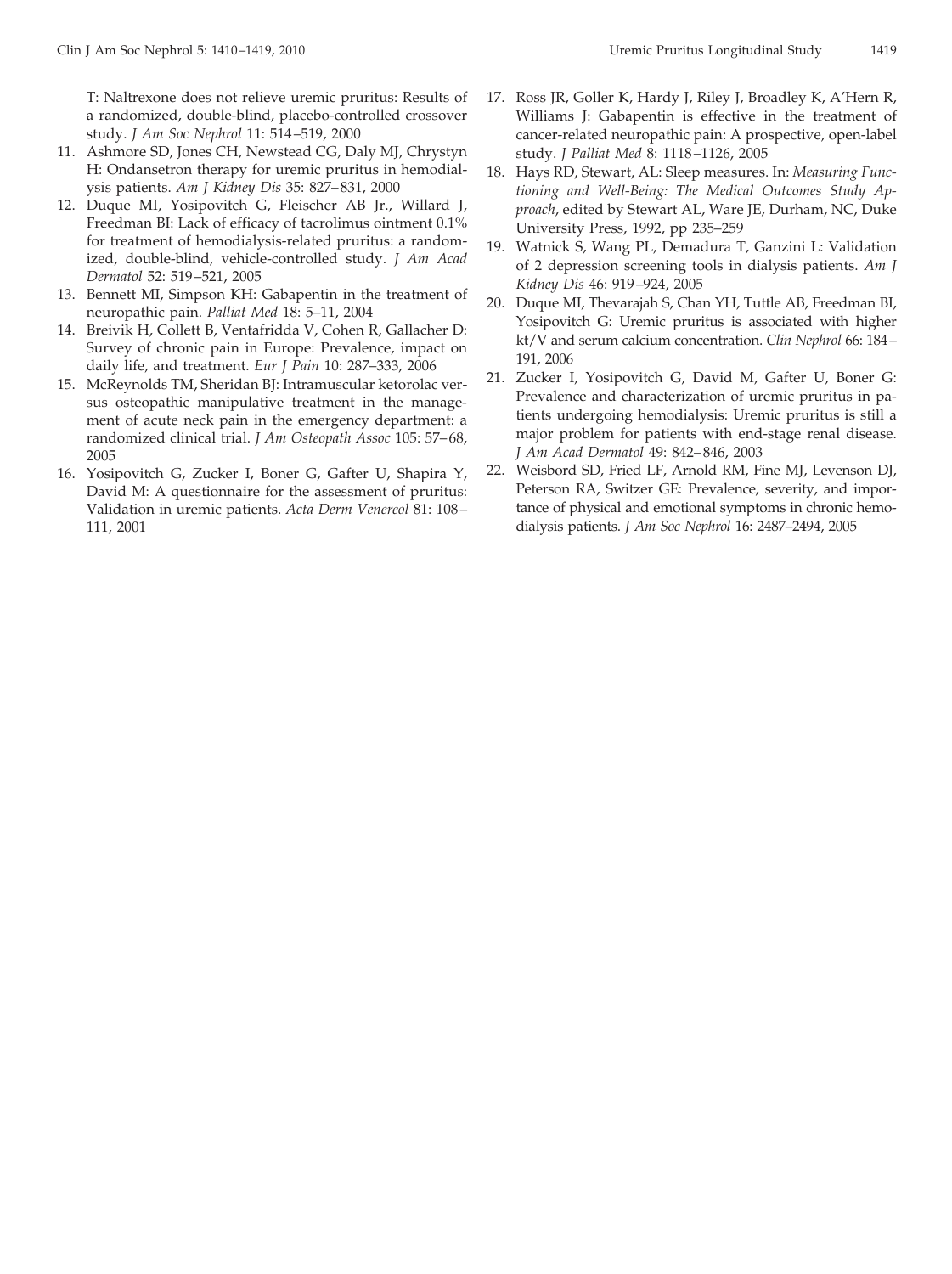T: Naltrexone does not relieve uremic pruritus: Results of a randomized, double-blind, placebo-controlled crossover study. *J Am Soc Nephrol* 11: 514–519, 2000

11. Ashmore SD, Jones CH, Newstead CG, Daly MJ, Chrystyn H: Ondansetron therapy for uremic pruritus in hemodialysis patients. *Am J Kidney Dis* 35: 827–831, 2000
12. Duque MI, Yosipovitch G, Fleischer AB Jr., Willard J, Freedman BI: Lack of efficacy of tacrolimus ointment 0.1% for treatment of hemodialysis-related pruritus: a randomized, double-blind, vehicle-controlled study. *J Am Acad Dermatol* 52: 519–521, 2005
13. Bennett MI, Simpson KH: Gabapentin in the treatment of neuropathic pain. *Palliat Med* 18: 5–11, 2004
14. Breivik H, Collett B, Ventafridda V, Cohen R, Gallacher D: Survey of chronic pain in Europe: Prevalence, impact on daily life, and treatment. *Eur J Pain* 10: 287–333, 2006
15. McReynolds TM, Sheridan BJ: Intramuscular ketorolac versus osteopathic manipulative treatment in the management of acute neck pain in the emergency department: a randomized clinical trial. *J Am Osteopath Assoc* 105: 57–68, 2005
16. Yosipovitch G, Zucker I, Boner G, Gafter U, Shapira Y, David M: A questionnaire for the assessment of pruritus: Validation in uremic patients. *Acta Derm Venereol* 81: 108–111, 2001
17. Ross JR, Goller K, Hardy J, Riley J, Broadley K, A'Hern R, Williams J: Gabapentin is effective in the treatment of cancer-related neuropathic pain: A prospective, open-label study. *J Palliat Med* 8: 1118–1126, 2005
18. Hays RD, Stewart, AL: Sleep measures. In: *Measuring Functioning and Well-Being: The Medical Outcomes Study Approach*, edited by Stewart AL, Ware JE, Durham, NC, Duke University Press, 1992, pp 235–259
19. Watnick S, Wang PL, Demadura T, Ganzini L: Validation of 2 depression screening tools in dialysis patients. *Am J Kidney Dis* 46: 919–924, 2005
20. Duque MI, Thevarajah S, Chan YH, Tuttle AB, Freedman BI, Yosipovitch G: Uremic pruritus is associated with higher kt/V and serum calcium concentration. *Clin Nephrol* 66: 184–191, 2006
21. Zucker I, Yosipovitch G, David M, Gafter U, Boner G: Prevalence and characterization of uremic pruritus in patients undergoing hemodialysis: Uremic pruritus is still a major problem for patients with end-stage renal disease. *J Am Acad Dermatol* 49: 842–846, 2003
22. Weisbord SD, Fried LF, Arnold RM, Fine MJ, Levenson DJ, Peterson RA, Switzer GE: Prevalence, severity, and importance of physical and emotional symptoms in chronic hemodialysis patients. *J Am Soc Nephrol* 16: 2487–2494, 2005